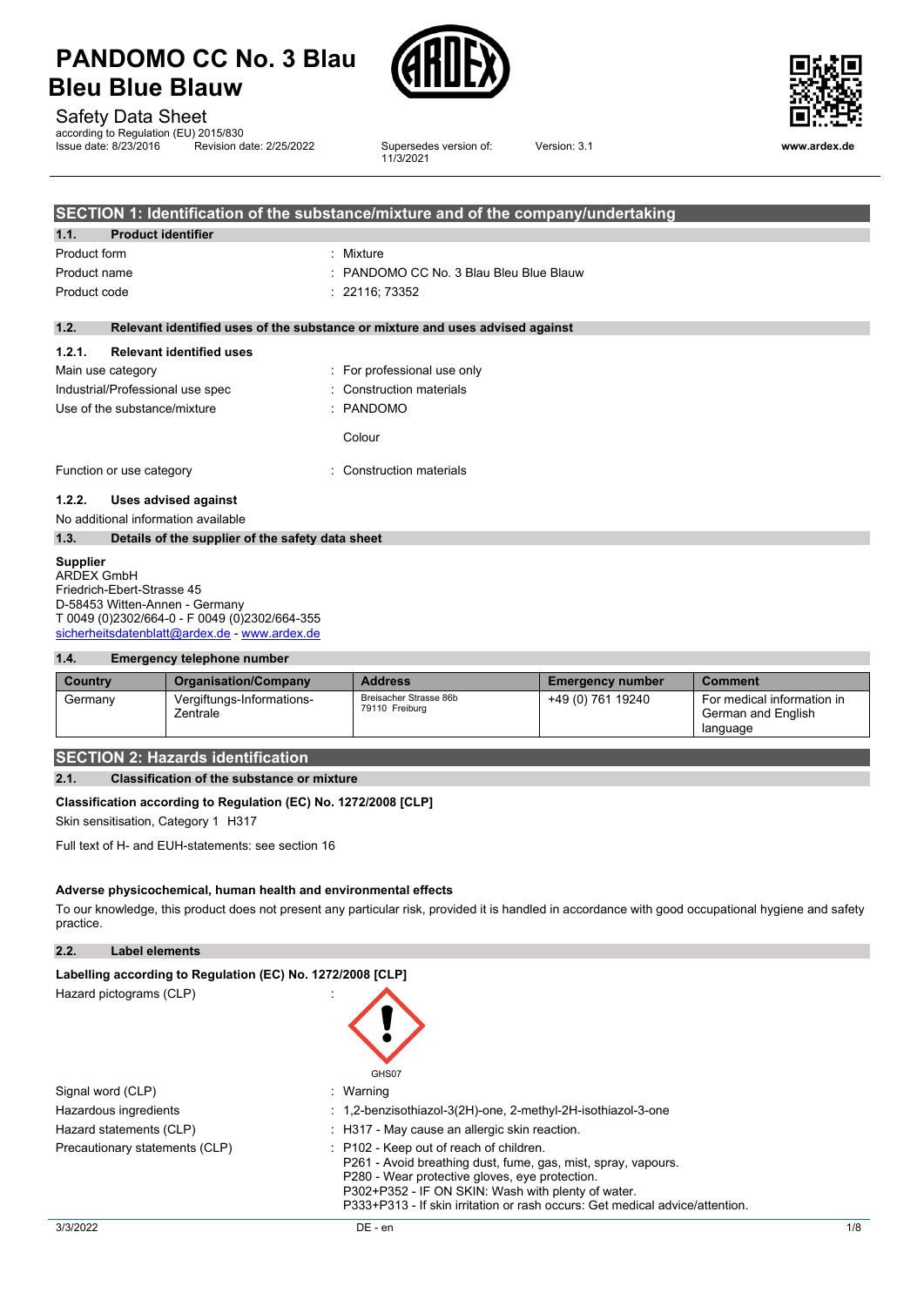# PANDOMO CC No. 3 Blau Bleu Blue Blauw

Safety Data Sheet
according to Regulation (EU) 2015/830
Issue date: 8/23/2016 Revision date: 2/25/2022 Supersedes version of: 11/3/2021 Version: 3.1 www.ardex.de

## SECTION 1: Identification of the substance/mixture and of the company/undertaking

### 1.1. Product identifier

Product form : Mixture
Product name : PANDOMO CC No. 3 Blau Bleu Blue Blauw
Product code : 22116; 73352

### 1.2. Relevant identified uses of the substance or mixture and uses advised against

#### 1.2.1. Relevant identified uses

Main use category : For professional use only
Industrial/Professional use spec : Construction materials
Use of the substance/mixture : PANDOMO

Colour

Function or use category : Construction materials

#### 1.2.2. Uses advised against

No additional information available

### 1.3. Details of the supplier of the safety data sheet

**Supplier**
ARDEX GmbH
Friedrich-Ebert-Strasse 45
D-58453 Witten-Annen - Germany
T 0049 (0)2302/664-0 - F 0049 (0)2302/664-355
sicherheitsdatenblatt@ardex.de - www.ardex.de

### 1.4. Emergency telephone number

| Country | Organisation/Company | Address | Emergency number | Comment |
|---|---|---|---|---|
| Germany | Vergiftungs-Informations-Zentrale | Breisacher Strasse 86b 79110 Freiburg | +49 (0) 761 19240 | For medical information in German and English language |

## SECTION 2: Hazards identification

### 2.1. Classification of the substance or mixture

**Classification according to Regulation (EC) No. 1272/2008 [CLP]**

Skin sensitisation, Category 1 H317

Full text of H- and EUH-statements: see section 16

**Adverse physicochemical, human health and environmental effects**

To our knowledge, this product does not present any particular risk, provided it is handled in accordance with good occupational hygiene and safety practice.

### 2.2. Label elements

**Labelling according to Regulation (EC) No. 1272/2008 [CLP]**

Hazard pictograms (CLP) :

GHS07

Signal word (CLP) : Warning
Hazardous ingredients : 1,2-benzisothiazol-3(2H)-one, 2-methyl-2H-isothiazol-3-one
Hazard statements (CLP) : H317 - May cause an allergic skin reaction.
Precautionary statements (CLP) : P102 - Keep out of reach of children.
P261 - Avoid breathing dust, fume, gas, mist, spray, vapours.
P280 - Wear protective gloves, eye protection.
P302+P352 - IF ON SKIN: Wash with plenty of water.
P333+P313 - If skin irritation or rash occurs: Get medical advice/attention.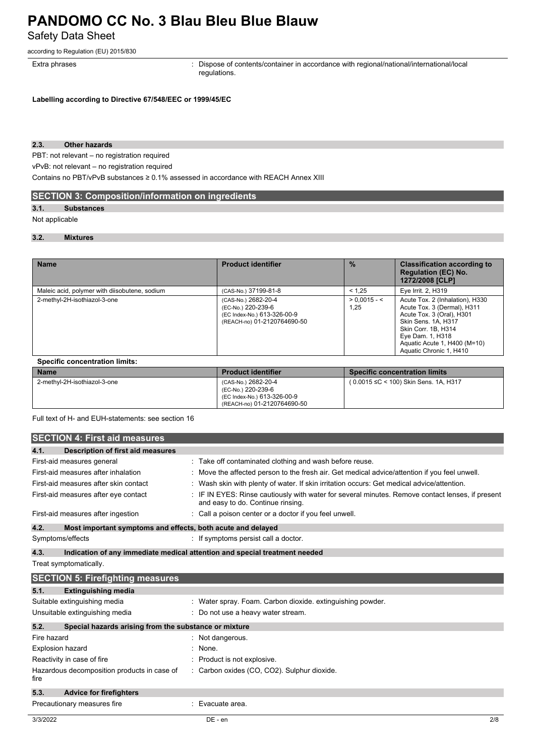Extra phrases : Dispose of contents/container in accordance with regional/national/international/local regulations.

**Labelling according to Directive 67/548/EEC or 1999/45/EC**

### 2.3. Other hazards

PBT: not relevant – no registration required

vPvB: not relevant – no registration required

Contains no PBT/vPvB substances ≥ 0.1% assessed in accordance with REACH Annex XIII

## SECTION 3: Composition/information on ingredients

### 3.1. Substances

Not applicable

### 3.2. Mixtures

| Name | Product identifier | % | Classification according to Regulation (EC) No. 1272/2008 [CLP] |
|---|---|---|---|
| Maleic acid, polymer with diisobutene, sodium | (CAS-No.) 37199-81-8 | < 1,25 | Eye Irrit. 2, H319 |
| 2-methyl-2H-isothiazol-3-one | (CAS-No.) 2682-20-4<br>(EC-No.) 220-239-6<br>(EC Index-No.) 613-326-00-9<br>(REACH-no) 01-2120764690-50 | > 0,0015 - < 1,25 | Acute Tox. 2 (Inhalation), H330<br>Acute Tox. 3 (Dermal), H311<br>Acute Tox. 3 (Oral), H301<br>Skin Sens. 1A, H317<br>Skin Corr. 1B, H314<br>Eye Dam. 1, H318<br>Aquatic Acute 1, H400 (M=10)<br>Aquatic Chronic 1, H410 |

**Specific concentration limits:**

| Name | Product identifier | Specific concentration limits |
|---|---|---|
| 2-methyl-2H-isothiazol-3-one | (CAS-No.) 2682-20-4<br>(EC-No.) 220-239-6<br>(EC Index-No.) 613-326-00-9<br>(REACH-no) 01-2120764690-50 | ( 0.0015 ≤C < 100) Skin Sens. 1A, H317 |

Full text of H- and EUH-statements: see section 16

## SECTION 4: First aid measures

### 4.1. Description of first aid measures

First-aid measures general : Take off contaminated clothing and wash before reuse.

First-aid measures after inhalation : Move the affected person to the fresh air. Get medical advice/attention if you feel unwell.

First-aid measures after skin contact : Wash skin with plenty of water. If skin irritation occurs: Get medical advice/attention.

First-aid measures after eye contact : IF IN EYES: Rinse cautiously with water for several minutes. Remove contact lenses, if present and easy to do. Continue rinsing.

First-aid measures after ingestion : Call a poison center or a doctor if you feel unwell.

### 4.2. Most important symptoms and effects, both acute and delayed

Symptoms/effects : If symptoms persist call a doctor.

### 4.3. Indication of any immediate medical attention and special treatment needed

Treat symptomatically.

## SECTION 5: Firefighting measures

### 5.1. Extinguishing media

Suitable extinguishing media : Water spray. Foam. Carbon dioxide. extinguishing powder.

Unsuitable extinguishing media : Do not use a heavy water stream.

### 5.2. Special hazards arising from the substance or mixture

Fire hazard : Not dangerous.

Explosion hazard : None.

Reactivity in case of fire : Product is not explosive.

Hazardous decomposition products in case of fire : Carbon oxides (CO, $CO_2$). Sulphur dioxide.

### 5.3. Advice for firefighters

Precautionary measures fire : Evacuate area.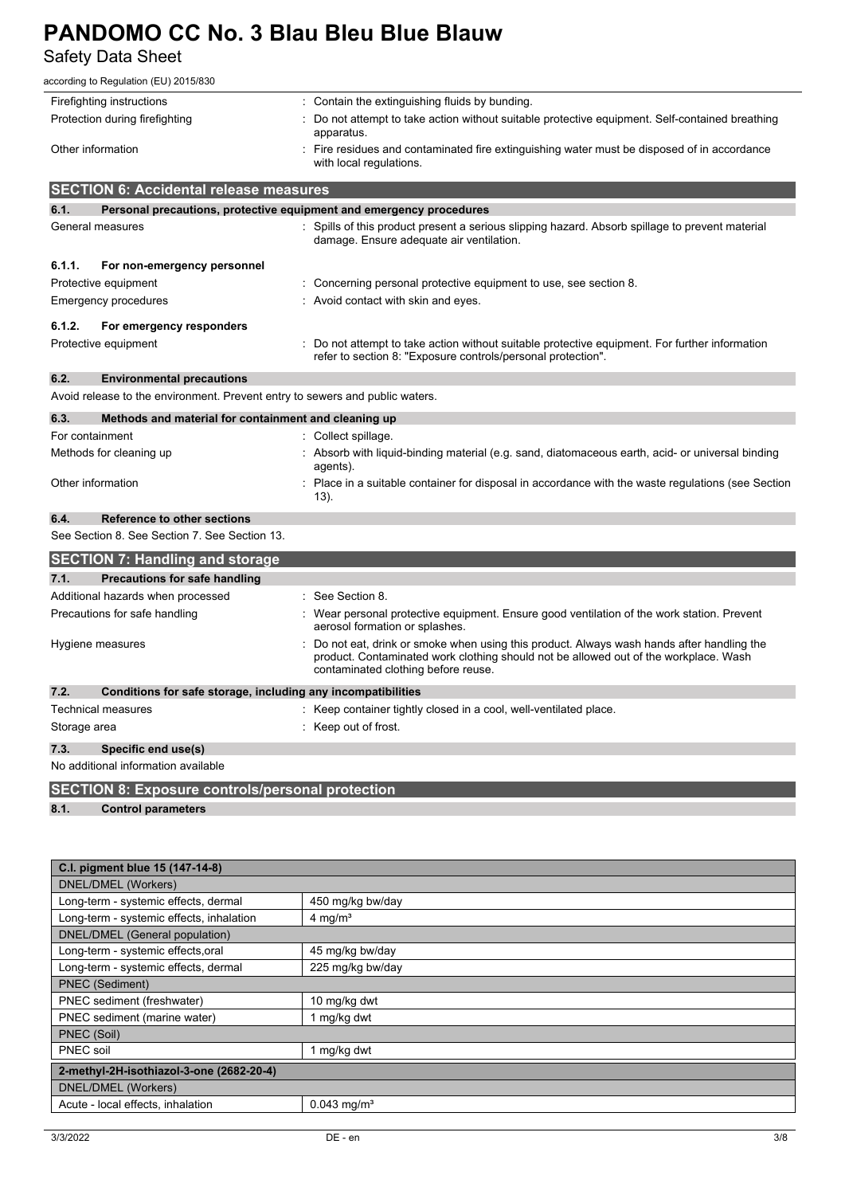| | |
|---|---|
| Firefighting instructions | : Contain the extinguishing fluids by bunding. |
| Protection during firefighting | : Do not attempt to take action without suitable protective equipment. Self-contained breathing apparatus. |
| Other information | : Fire residues and contaminated fire extinguishing water must be disposed of in accordance with local regulations. |

## SECTION 6: Accidental release measures

### 6.1. Personal precautions, protective equipment and emergency procedures

| | |
|---|---|
| General measures | : Spills of this product present a serious slipping hazard. Absorb spillage to prevent material damage. Ensure adequate air ventilation. |

#### 6.1.1. For non-emergency personnel

| | |
|---|---|
| Protective equipment | : Concerning personal protective equipment to use, see section 8. |
| Emergency procedures | : Avoid contact with skin and eyes. |

#### 6.1.2. For emergency responders

| | |
|---|---|
| Protective equipment | : Do not attempt to take action without suitable protective equipment. For further information refer to section 8: "Exposure controls/personal protection". |

### 6.2. Environmental precautions

Avoid release to the environment. Prevent entry to sewers and public waters.

### 6.3. Methods and material for containment and cleaning up

| | |
|---|---|
| For containment | : Collect spillage. |
| Methods for cleaning up | : Absorb with liquid-binding material (e.g. sand, diatomaceous earth, acid- or universal binding agents). |
| Other information | : Place in a suitable container for disposal in accordance with the waste regulations (see Section 13). |

### 6.4. Reference to other sections

See Section 8. See Section 7. See Section 13.

## SECTION 7: Handling and storage

### 7.1. Precautions for safe handling

| | |
|---|---|
| Additional hazards when processed | : See Section 8. |
| Precautions for safe handling | : Wear personal protective equipment. Ensure good ventilation of the work station. Prevent aerosol formation or splashes. |
| Hygiene measures | : Do not eat, drink or smoke when using this product. Always wash hands after handling the product. Contaminated work clothing should not be allowed out of the workplace. Wash contaminated clothing before reuse. |

### 7.2. Conditions for safe storage, including any incompatibilities

| | |
|---|---|
| Technical measures | : Keep container tightly closed in a cool, well-ventilated place. |
| Storage area | : Keep out of frost. |

### 7.3. Specific end use(s)

No additional information available

## SECTION 8: Exposure controls/personal protection

### 8.1. Control parameters

| **C.I. pigment blue 15 (147-14-8)** | |
|---|---|
| DNEL/DMEL (Workers) | |
| Long-term - systemic effects, dermal | 450 mg/kg bw/day |
| Long-term - systemic effects, inhalation | 4 mg/m³ |
| DNEL/DMEL (General population) | |
| Long-term - systemic effects,oral | 45 mg/kg bw/day |
| Long-term - systemic effects, dermal | 225 mg/kg bw/day |
| PNEC (Sediment) | |
| PNEC sediment (freshwater) | 10 mg/kg dwt |
| PNEC sediment (marine water) | 1 mg/kg dwt |
| PNEC (Soil) | |
| PNEC soil | 1 mg/kg dwt |

| **2-methyl-2H-isothiazol-3-one (2682-20-4)** | |
|---|---|
| DNEL/DMEL (Workers) | |
| Acute - local effects, inhalation | 0.043 mg/m³ |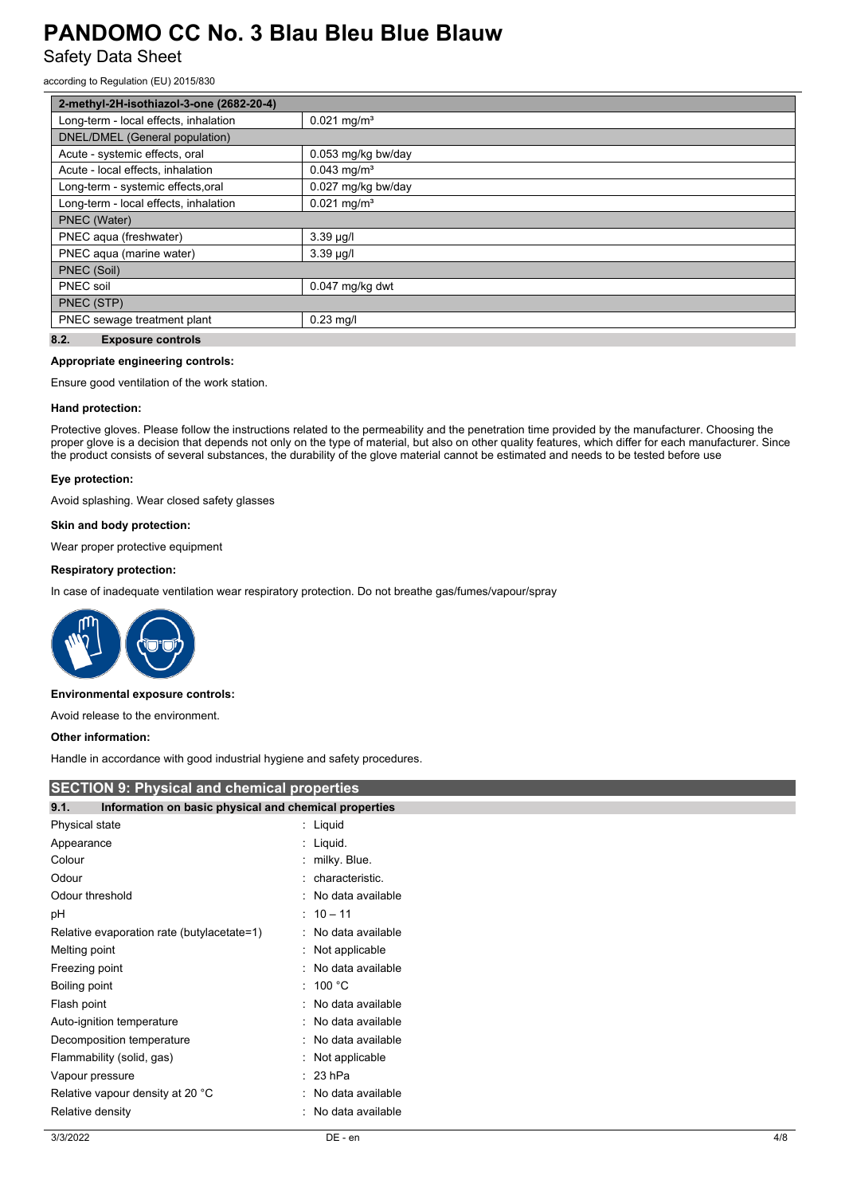| 2-methyl-2H-isothiazol-3-one (2682-20-4) | |
|---|---|
| Long-term - local effects, inhalation | 0.021 mg/m³ |
| DNEL/DMEL (General population) | |
| Acute - systemic effects, oral | 0.053 mg/kg bw/day |
| Acute - local effects, inhalation | 0.043 mg/m³ |
| Long-term - systemic effects,oral | 0.027 mg/kg bw/day |
| Long-term - local effects, inhalation | 0.021 mg/m³ |
| PNEC (Water) | |
| PNEC aqua (freshwater) | 3.39 µg/l |
| PNEC aqua (marine water) | 3.39 µg/l |
| PNEC (Soil) | |
| PNEC soil | 0.047 mg/kg dwt |
| PNEC (STP) | |
| PNEC sewage treatment plant | 0.23 mg/l |

### 8.2. Exposure controls

**Appropriate engineering controls:**

Ensure good ventilation of the work station.

**Hand protection:**

Protective gloves. Please follow the instructions related to the permeability and the penetration time provided by the manufacturer. Choosing the proper glove is a decision that depends not only on the type of material, but also on other quality features, which differ for each manufacturer. Since the product consists of several substances, the durability of the glove material cannot be estimated and needs to be tested before use

**Eye protection:**

Avoid splashing. Wear closed safety glasses

**Skin and body protection:**

Wear proper protective equipment

**Respiratory protection:**

In case of inadequate ventilation wear respiratory protection. Do not breathe gas/fumes/vapour/spray

**Environmental exposure controls:**

Avoid release to the environment.

**Other information:**

Handle in accordance with good industrial hygiene and safety procedures.

## SECTION 9: Physical and chemical properties

### 9.1. Information on basic physical and chemical properties

| | |
|---|---|
| Physical state | : Liquid |
| Appearance | : Liquid. |
| Colour | : milky. Blue. |
| Odour | : characteristic. |
| Odour threshold | : No data available |
| pH | : 10 – 11 |
| Relative evaporation rate (butylacetate=1) | : No data available |
| Melting point | : Not applicable |
| Freezing point | : No data available |
| Boiling point | : 100 °C |
| Flash point | : No data available |
| Auto-ignition temperature | : No data available |
| Decomposition temperature | : No data available |
| Flammability (solid, gas) | : Not applicable |
| Vapour pressure | : 23 hPa |
| Relative vapour density at 20 °C | : No data available |
| Relative density | : No data available |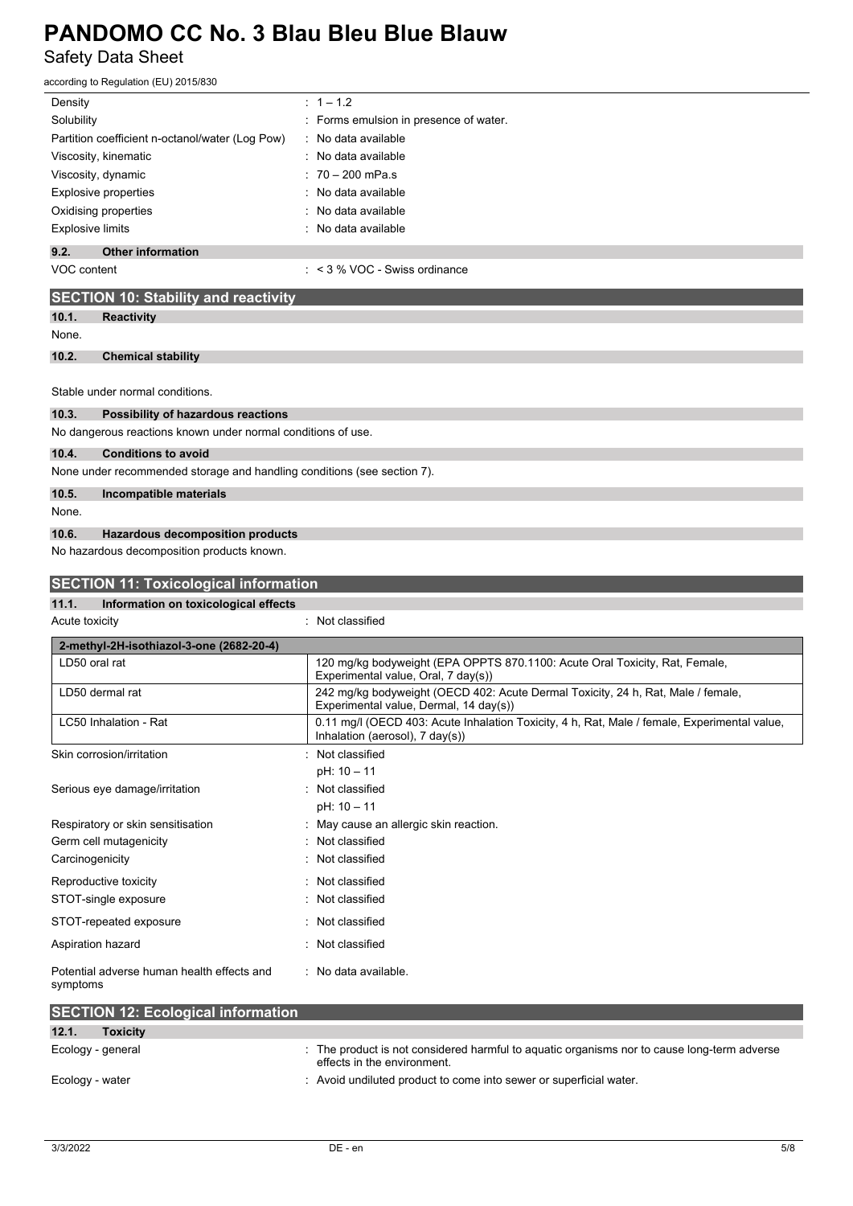| | |
|---|---|
| Density | : 1 – 1.2 |
| Solubility | : Forms emulsion in presence of water. |
| Partition coefficient n-octanol/water (Log Pow) | : No data available |
| Viscosity, kinematic | : No data available |
| Viscosity, dynamic | : 70 – 200 mPa.s |
| Explosive properties | : No data available |
| Oxidising properties | : No data available |
| Explosive limits | : No data available |

### 9.2. Other information

VOC content : < 3 % VOC - Swiss ordinance

## SECTION 10: Stability and reactivity

### 10.1. Reactivity

None.

### 10.2. Chemical stability

Stable under normal conditions.

### 10.3. Possibility of hazardous reactions

No dangerous reactions known under normal conditions of use.

### 10.4. Conditions to avoid

None under recommended storage and handling conditions (see section 7).

### 10.5. Incompatible materials

None.

### 10.6. Hazardous decomposition products

No hazardous decomposition products known.

## SECTION 11: Toxicological information

### 11.1. Information on toxicological effects

Acute toxicity : Not classified

| 2-methyl-2H-isothiazol-3-one (2682-20-4) | |
|---|---|
| LD50 oral rat | 120 mg/kg bodyweight (EPA OPPTS 870.1100: Acute Oral Toxicity, Rat, Female, Experimental value, Oral, 7 day(s)) |
| LD50 dermal rat | 242 mg/kg bodyweight (OECD 402: Acute Dermal Toxicity, 24 h, Rat, Male / female, Experimental value, Dermal, 14 day(s)) |
| LC50 Inhalation - Rat | 0.11 mg/l (OECD 403: Acute Inhalation Toxicity, 4 h, Rat, Male / female, Experimental value, Inhalation (aerosol), 7 day(s)) |

| | |
|---|---|
| Skin corrosion/irritation | : Not classified<br>pH: 10 – 11 |
| Serious eye damage/irritation | : Not classified<br>pH: 10 – 11 |
| Respiratory or skin sensitisation | : May cause an allergic skin reaction. |
| Germ cell mutagenicity | : Not classified |
| Carcinogenicity | : Not classified |
| Reproductive toxicity | : Not classified |
| STOT-single exposure | : Not classified |
| STOT-repeated exposure | : Not classified |
| Aspiration hazard | : Not classified |
| Potential adverse human health effects and symptoms | : No data available. |

## SECTION 12: Ecological information

### 12.1. Toxicity

| | |
|---|---|
| Ecology - general | : The product is not considered harmful to aquatic organisms nor to cause long-term adverse effects in the environment. |
| Ecology - water | : Avoid undiluted product to come into sewer or superficial water. |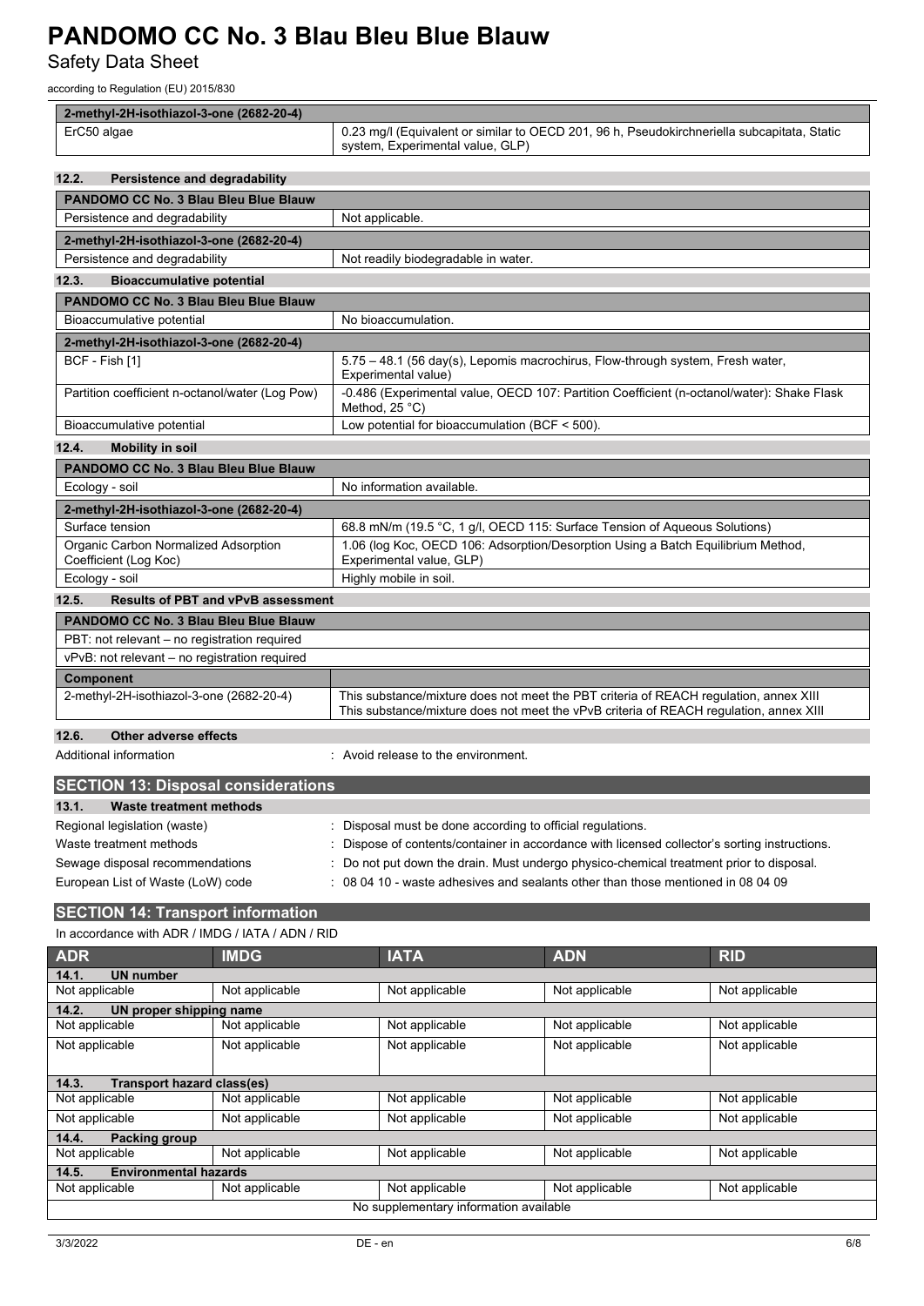| 2-methyl-2H-isothiazol-3-one (2682-20-4) | |
|---|---|
| ErC50 algae | 0.23 mg/l (Equivalent or similar to OECD 201, 96 h, Pseudokirchneriella subcapitata, Static system, Experimental value, GLP) |

### 12.2. Persistence and degradability

| PANDOMO CC No. 3 Blau Bleu Blue Blauw | |
|---|---|
| Persistence and degradability | Not applicable. |
| **2-methyl-2H-isothiazol-3-one (2682-20-4)** | |
| Persistence and degradability | Not readily biodegradable in water. |

### 12.3. Bioaccumulative potential

| PANDOMO CC No. 3 Blau Bleu Blue Blauw | |
|---|---|
| Bioaccumulative potential | No bioaccumulation. |
| **2-methyl-2H-isothiazol-3-one (2682-20-4)** | |
| BCF - Fish [1] | 5.75 – 48.1 (56 day(s), Lepomis macrochirus, Flow-through system, Fresh water, Experimental value) |
| Partition coefficient n-octanol/water (Log Pow) | -0.486 (Experimental value, OECD 107: Partition Coefficient (n-octanol/water): Shake Flask Method, 25 °C) |
| Bioaccumulative potential | Low potential for bioaccumulation (BCF < 500). |

### 12.4. Mobility in soil

| PANDOMO CC No. 3 Blau Bleu Blue Blauw | |
|---|---|
| Ecology - soil | No information available. |
| **2-methyl-2H-isothiazol-3-one (2682-20-4)** | |
| Surface tension | 68.8 mN/m (19.5 °C, 1 g/l, OECD 115: Surface Tension of Aqueous Solutions) |
| Organic Carbon Normalized Adsorption Coefficient (Log Koc) | 1.06 (log Koc, OECD 106: Adsorption/Desorption Using a Batch Equilibrium Method, Experimental value, GLP) |
| Ecology - soil | Highly mobile in soil. |

### 12.5. Results of PBT and vPvB assessment

| PANDOMO CC No. 3 Blau Bleu Blue Blauw | |
|---|---|
| PBT: not relevant – no registration required | |
| vPvB: not relevant – no registration required | |
| **Component** | |
| 2-methyl-2H-isothiazol-3-one (2682-20-4) | This substance/mixture does not meet the PBT criteria of REACH regulation, annex XIII<br>This substance/mixture does not meet the vPvB criteria of REACH regulation, annex XIII |

### 12.6. Other adverse effects

Additional information : Avoid release to the environment.

## SECTION 13: Disposal considerations

### 13.1. Waste treatment methods

Regional legislation (waste) : Disposal must be done according to official regulations.

Waste treatment methods : Dispose of contents/container in accordance with licensed collector's sorting instructions.

Sewage disposal recommendations : Do not put down the drain. Must undergo physico-chemical treatment prior to disposal.

European List of Waste (LoW) code : 08 04 10 - waste adhesives and sealants other than those mentioned in 08 04 09

## SECTION 14: Transport information

In accordance with ADR / IMDG / IATA / ADN / RID

| ADR | IMDG | IATA | ADN | RID |
|---|---|---|---|---|
| **14.1. UN number** | | | | |
| Not applicable | Not applicable | Not applicable | Not applicable | Not applicable |
| **14.2. UN proper shipping name** | | | | |
| Not applicable | Not applicable | Not applicable | Not applicable | Not applicable |
| Not applicable | Not applicable | Not applicable | Not applicable | Not applicable |
| **14.3. Transport hazard class(es)** | | | | |
| Not applicable | Not applicable | Not applicable | Not applicable | Not applicable |
| Not applicable | Not applicable | Not applicable | Not applicable | Not applicable |
| **14.4. Packing group** | | | | |
| Not applicable | Not applicable | Not applicable | Not applicable | Not applicable |
| **14.5. Environmental hazards** | | | | |
| Not applicable | Not applicable | Not applicable | Not applicable | Not applicable |
| No supplementary information available | | | | |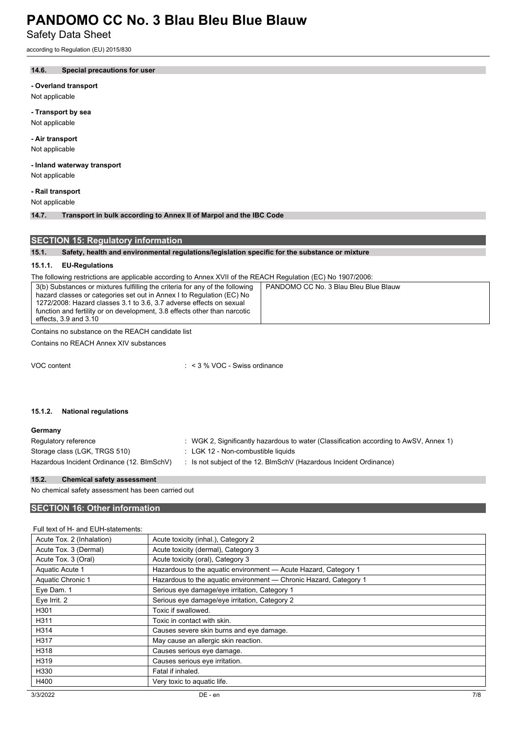#### 14.6. Special precautions for user

**- Overland transport**

Not applicable

**- Transport by sea**

Not applicable

**- Air transport**

Not applicable

**- Inland waterway transport**

Not applicable

**- Rail transport**

Not applicable

#### 14.7. Transport in bulk according to Annex II of Marpol and the IBC Code

## SECTION 15: Regulatory information

### 15.1. Safety, health and environmental regulations/legislation specific for the substance or mixture

#### 15.1.1. EU-Regulations

The following restrictions are applicable according to Annex XVII of the REACH Regulation (EC) No 1907/2006:

| | |
|---|---|
| 3(b) Substances or mixtures fulfilling the criteria for any of the following hazard classes or categories set out in Annex I to Regulation (EC) No 1272/2008: Hazard classes 3.1 to 3.6, 3.7 adverse effects on sexual function and fertility or on development, 3.8 effects other than narcotic effects, 3.9 and 3.10 | PANDOMO CC No. 3 Blau Bleu Blue Blauw |

Contains no substance on the REACH candidate list

Contains no REACH Annex XIV substances

VOC content : < 3 % VOC - Swiss ordinance

#### 15.1.2. National regulations

**Germany**

Regulatory reference : WGK 2, Significantly hazardous to water (Classification according to AwSV, Annex 1)

Storage class (LGK, TRGS 510) : LGK 12 - Non-combustible liquids

Hazardous Incident Ordinance (12. BImSchV) : Is not subject of the 12. BlmSchV (Hazardous Incident Ordinance)

### 15.2. Chemical safety assessment

No chemical safety assessment has been carried out

## SECTION 16: Other information

Full text of H- and EUH-statements:

| | |
|---|---|
| Acute Tox. 2 (Inhalation) | Acute toxicity (inhal.), Category 2 |
| Acute Tox. 3 (Dermal) | Acute toxicity (dermal), Category 3 |
| Acute Tox. 3 (Oral) | Acute toxicity (oral), Category 3 |
| Aquatic Acute 1 | Hazardous to the aquatic environment — Acute Hazard, Category 1 |
| Aquatic Chronic 1 | Hazardous to the aquatic environment — Chronic Hazard, Category 1 |
| Eye Dam. 1 | Serious eye damage/eye irritation, Category 1 |
| Eye Irrit. 2 | Serious eye damage/eye irritation, Category 2 |
| H301 | Toxic if swallowed. |
| H311 | Toxic in contact with skin. |
| H314 | Causes severe skin burns and eye damage. |
| H317 | May cause an allergic skin reaction. |
| H318 | Causes serious eye damage. |
| H319 | Causes serious eye irritation. |
| H330 | Fatal if inhaled. |
| H400 | Very toxic to aquatic life. |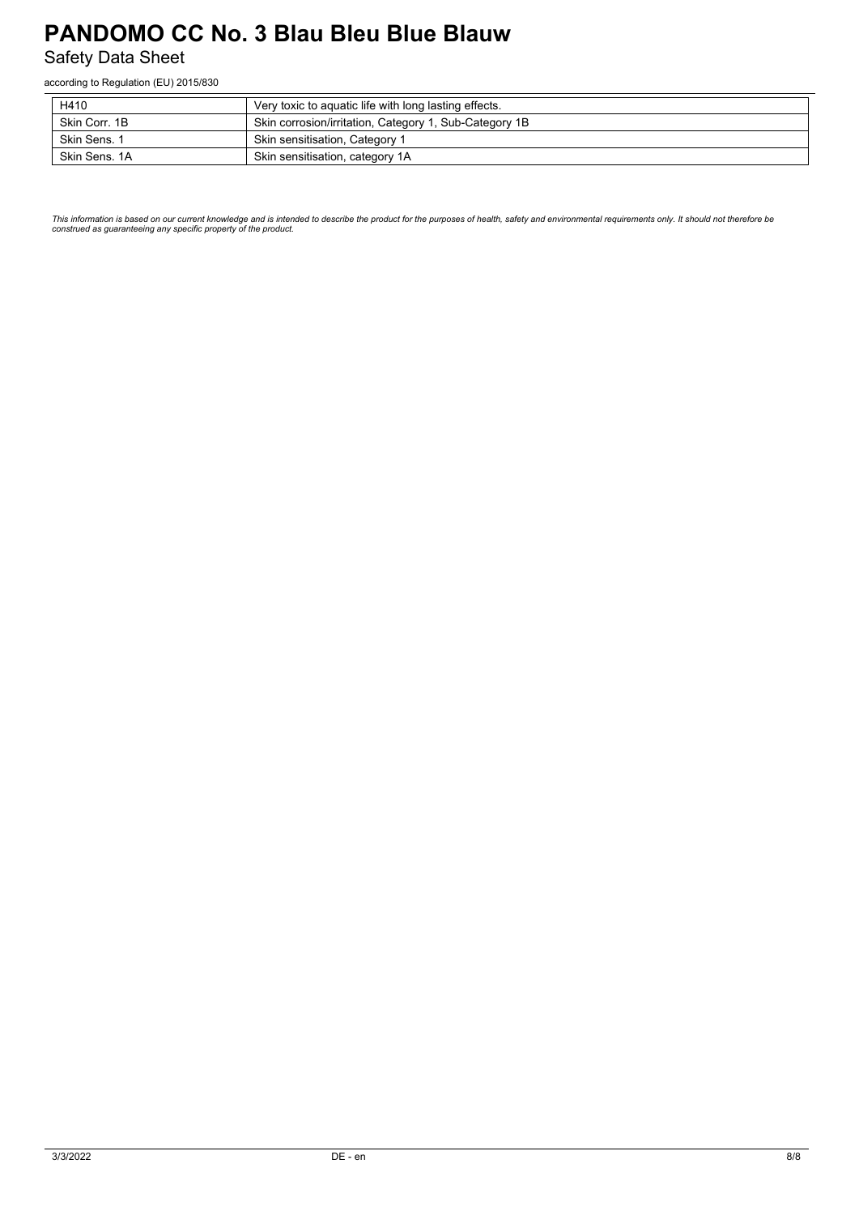| | |
|---|---|
| H410 | Very toxic to aquatic life with long lasting effects. |
| Skin Corr. 1B | Skin corrosion/irritation, Category 1, Sub-Category 1B |
| Skin Sens. 1 | Skin sensitisation, Category 1 |
| Skin Sens. 1A | Skin sensitisation, category 1A |

*This information is based on our current knowledge and is intended to describe the product for the purposes of health, safety and environmental requirements only. It should not therefore be construed as guaranteeing any specific property of the product.*